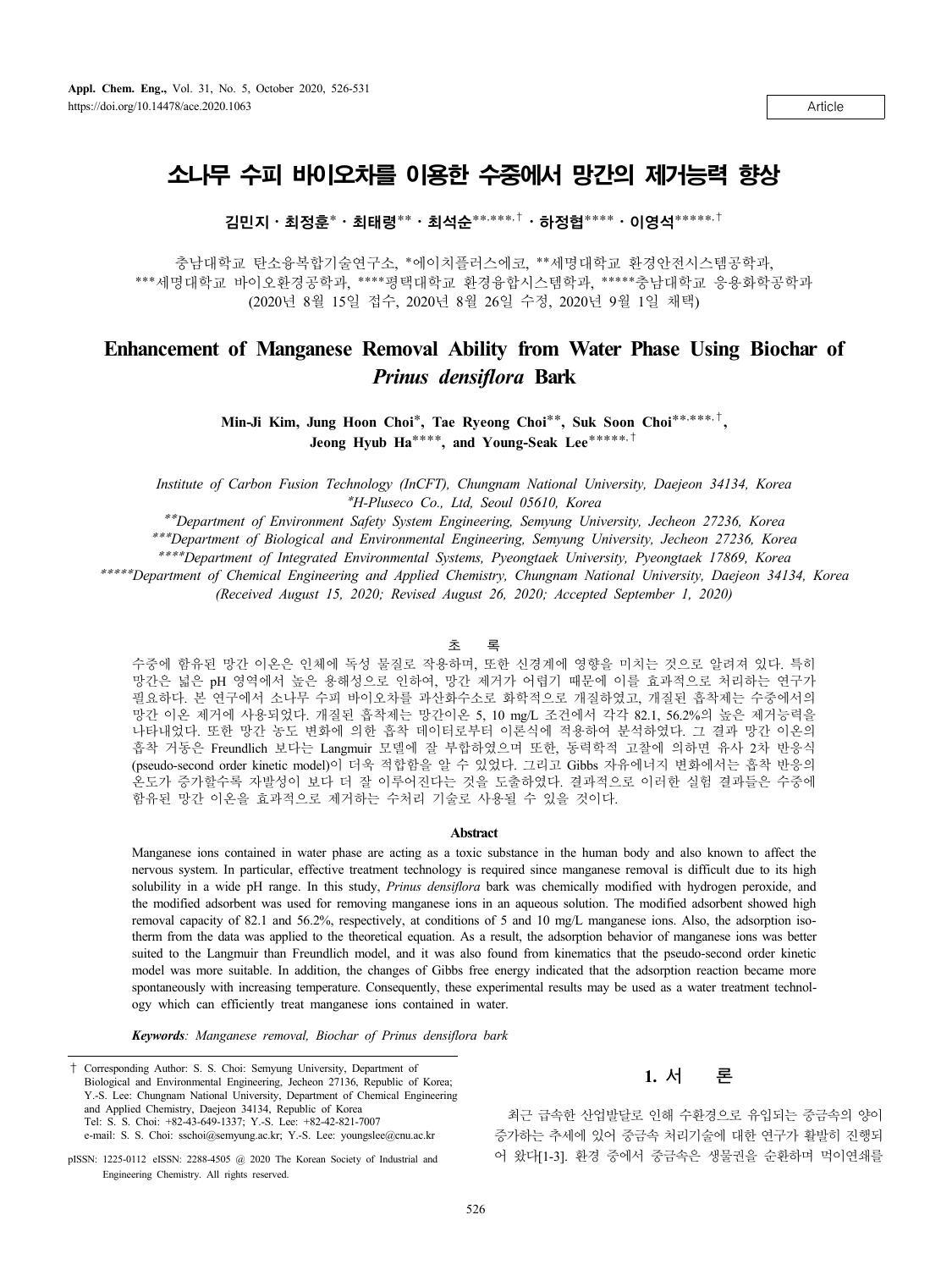Article

# 소나무 수피 바이오차를 이용한 수중에서 망간의 제거능력 향상

**김민지 · 최정훈* · 최태령** · 최석순**,***,† · 하정협**** · 이영석*****,†**

충남대학교 탄소융복합기술연구소, *에이치플러스에코, **세명대학교 환경안전시스템공학과,
***세명대학교 바이오환경공학과, ****평택대학교 환경융합시스템학과, *****충남대학교 응용화학공학과
(2020년 8월 15일 접수, 2020년 8월 26일 수정, 2020년 9월 1일 채택)

# Enhancement of Manganese Removal Ability from Water Phase Using Biochar of *Prinus densiflora* Bark

**Min-Ji Kim, Jung Hoon Choi*, Tae Ryeong Choi**, Suk Soon Choi**,***,†, Jeong Hyub Ha****, and Young-Seak Lee*****,†**

*Institute of Carbon Fusion Technology (InCFT), Chungnam National University, Daejeon 34134, Korea*
*\*H-Pluseco Co., Ltd, Seoul 05610, Korea*
*\*\*Department of Environment Safety System Engineering, Semyung University, Jecheon 27236, Korea*
*\*\*\*Department of Biological and Environmental Engineering, Semyung University, Jecheon 27236, Korea*
*\*\*\*\*Department of Integrated Environmental Systems, Pyeongtaek University, Pyeongtaek 17869, Korea*
*\*\*\*\*\*Department of Chemical Engineering and Applied Chemistry, Chungnam National University, Daejeon 34134, Korea*
*(Received August 15, 2020; Revised August 26, 2020; Accepted September 1, 2020)*

## 초 록

수중에 함유된 망간 이온은 인체에 독성 물질로 작용하며, 또한 신경계에 영향을 미치는 것으로 알려져 있다. 특히 망간은 넓은 pH 영역에서 높은 용해성으로 인하여, 망간 제거가 어렵기 때문에 이를 효과적으로 처리하는 연구가 필요하다. 본 연구에서 소나무 수피 바이오차를 과산화수소로 화학적으로 개질하였고, 개질된 흡착제는 수중에서의 망간 이온 제거에 사용되었다. 개질된 흡착제는 망간이온 5, 10 mg/L 조건에서 각각 82.1, 56.2%의 높은 제거능력을 나타내었다. 또한 망간 농도 변화에 의한 흡착 데이터로부터 이론식에 적용하여 분석하였다. 그 결과 망간 이온의 흡착 거동은 Freundlich 보다는 Langmuir 모델에 잘 부합하였으며 또한, 동력학적 고찰에 의하면 유사 2차 반응식 (pseudo-second order kinetic model)이 더욱 적합함을 알 수 있었다. 그리고 Gibbs 자유에너지 변화에서는 흡착 반응의 온도가 증가할수록 자발성이 보다 더 잘 이루어진다는 것을 도출하였다. 결과적으로 이러한 실험 결과들은 수중에 함유된 망간 이온을 효과적으로 제거하는 수처리 기술로 사용될 수 있을 것이다.

## Abstract

Manganese ions contained in water phase are acting as a toxic substance in the human body and also known to affect the nervous system. In particular, effective treatment technology is required since manganese removal is difficult due to its high solubility in a wide pH range. In this study, *Prinus densiflora* bark was chemically modified with hydrogen peroxide, and the modified adsorbent was used for removing manganese ions in an aqueous solution. The modified adsorbent showed high removal capacity of 82.1 and 56.2%, respectively, at conditions of 5 and 10 mg/L manganese ions. Also, the adsorption isotherm from the data was applied to the theoretical equation. As a result, the adsorption behavior of manganese ions was better suited to the Langmuir than Freundlich model, and it was also found from kinematics that the pseudo-second order kinetic model was more suitable. In addition, the changes of Gibbs free energy indicated that the adsorption reaction became more spontaneously with increasing temperature. Consequently, these experimental results may be used as a water treatment technology which can efficiently treat manganese ions contained in water.

***Keywords**: Manganese removal, Biochar of Prinus densiflora bark*

† Corresponding Author: S. S. Choi: Semyung University, Department of Biological and Environmental Engineering, Jecheon 27136, Republic of Korea; Y.-S. Lee: Chungnam National University, Department of Chemical Engineering and Applied Chemistry, Daejeon 34134, Republic of Korea
Tel: S. S. Choi: +82-43-649-1337; Y.-S. Lee: +82-42-821-7007
e-mail: S. S. Choi: sschoi@semyung.ac.kr; Y.-S. Lee: youngslee@cnu.ac.kr

pISSN: 1225-0112 eISSN: 2288-4505 @ 2020 The Korean Society of Industrial and Engineering Chemistry. All rights reserved.

## 1. 서 론

최근 급속한 산업발달로 인해 수환경으로 유입되는 중금속의 양이 증가하는 추세에 있어 중금속 처리기술에 대한 연구가 활발히 진행되어 왔다[1-3]. 환경 중에서 중금속은 생물권을 순환하며 먹이연쇄를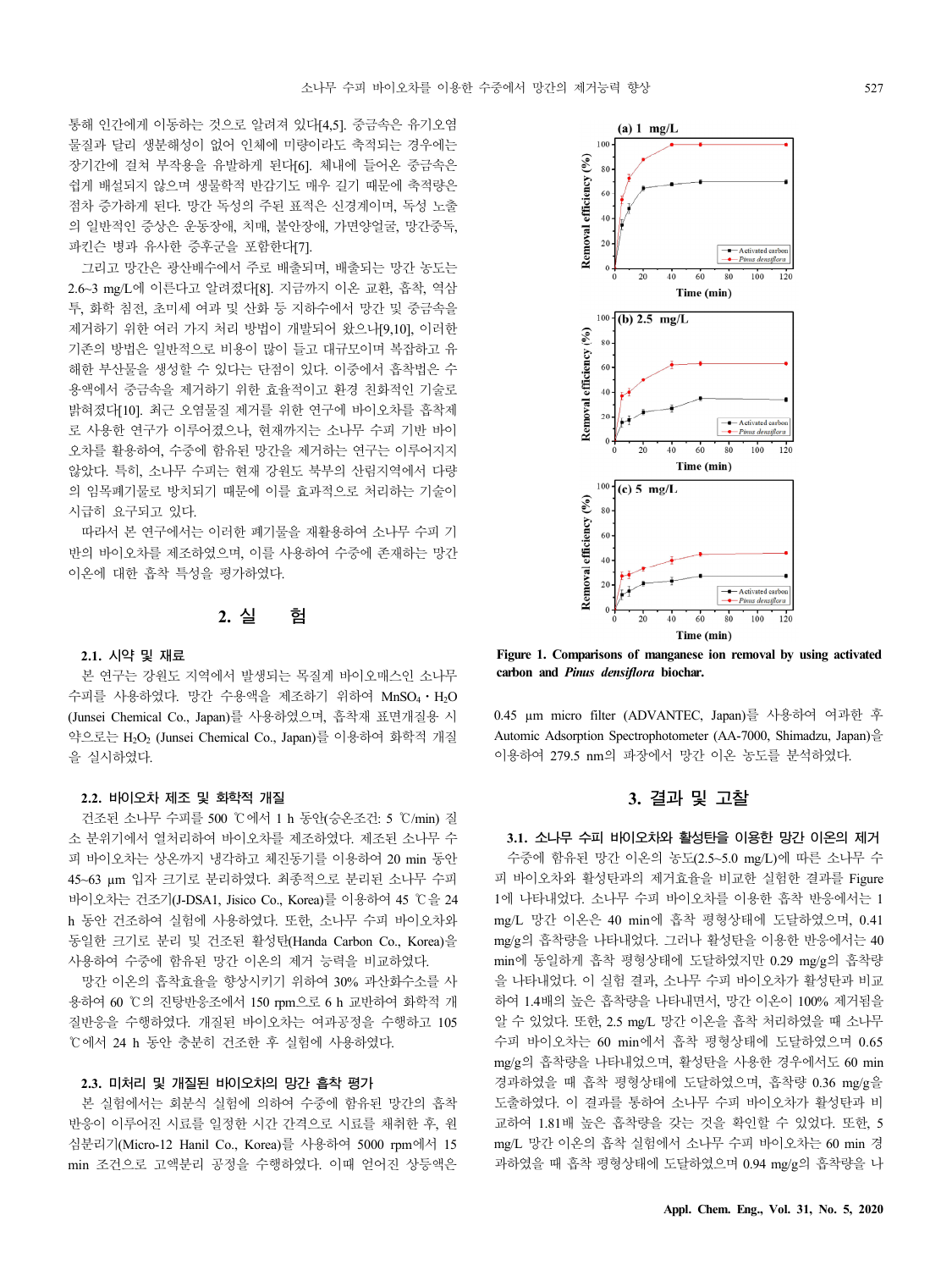통해 인간에게 이동하는 것으로 알려져 있다[4,5]. 중금속은 유기오염물질과 달리 생분해성이 없어 인체에 미량이라도 축적되는 경우에는 장기간에 걸쳐 부작용을 유발하게 된다[6]. 체내에 들어온 중금속은 쉽게 배설되지 않으며 생물학적 반감기도 매우 길기 때문에 축적량은 점차 증가하게 된다. 망간 독성의 주된 표적은 신경계이며, 독성 노출의 일반적인 증상은 운동장애, 치매, 불안장애, 가면양얼굴, 망간중독, 파킨슨 병과 유사한 증후군을 포함한다[7].

그리고 망간은 광산배수에서 주로 배출되며, 배출되는 망간 농도는 2.6~3 mg/L에 이른다고 알려졌다[8]. 지금까지 이온 교환, 흡착, 역삼투, 화학 침전, 초미세 여과 및 산화 등 지하수에서 망간 및 중금속을 제거하기 위한 여러 가지 처리 방법이 개발되어 왔으나[9,10], 이러한 기존의 방법은 일반적으로 비용이 많이 들고 대규모이며 복잡하고 유해한 부산물을 생성할 수 있다는 단점이 있다. 이중에서 흡착법은 수용액에서 중금속을 제거하기 위한 효율적이고 환경 친화적인 기술로 밝혀졌다[10]. 최근 오염물질 제거를 위한 연구에서 바이오차를 흡착제로 사용한 연구가 이루어졌으나, 현재까지는 소나무 수피 기반 바이오차를 활용하여, 수중에 함유된 망간을 제거하는 연구는 이루어지지 않았다. 특히, 소나무 수피는 현재 강원도 북부의 산림지역에서 다량의 임목폐기물로 방치되기 때문에 이를 효과적으로 처리하는 기술이 시급히 요구되고 있다.

따라서 본 연구에서는 이러한 폐기물을 재활용하여 소나무 수피 기반의 바이오차를 제조하였으며, 이를 사용하여 수중에 존재하는 망간 이온에 대한 흡착 특성을 평가하였다.

## 2. 실 험

### 2.1. 시약 및 재료

본 연구는 강원도 지역에서 발생되는 목질계 바이오매스인 소나무 수피를 사용하였다. 망간 수용액을 제조하기 위하여 $MnSO_4 \cdot H_2O$ (Junsei Chemical Co., Japan)를 사용하였으며, 흡착재 표면개질용 시약으로는 $H_2O_2$ (Junsei Chemical Co., Japan)를 이용하여 화학적 개질을 실시하였다.

### 2.2. 바이오차 제조 및 화학적 개질

건조된 소나무 수피를 500 ℃에서 1 h 동안(승온조건: 5 ℃/min) 질소 분위기에서 열처리하여 바이오차를 제조하였다. 제조된 소나무 수피 바이오차는 상온까지 냉각하고 체진동기를 이용하여 20 min 동안 45~63 μm 입자 크기로 분리하였다. 최종적으로 분리된 소나무 수피 바이오차는 건조기(J-DSA1, Jisico Co., Korea)를 이용하여 45 ℃을 24 h 동안 건조하여 실험에 사용하였다. 또한, 소나무 수피 바이오차와 동일한 크기로 분리 및 건조된 활성탄(Handa Carbon Co., Korea)을 사용하여 수중에 함유된 망간 이온의 제거 능력을 비교하였다.

망간 이온의 흡착효율을 향상시키기 위하여 30% 과산화수소를 사용하여 60 ℃의 진탕반응조에서 150 rpm으로 6 h 교반하여 화학적 개질반응을 수행하였다. 개질된 바이오차는 여과공정을 수행하고 105 ℃에서 24 h 동안 충분히 건조한 후 실험에 사용하였다.

### 2.3. 미처리 및 개질된 바이오차의 망간 흡착 평가

본 실험에서는 회분식 실험에 의하여 수중에 함유된 망간의 흡착 반응이 이루어진 시료를 일정한 시간 간격으로 시료를 채취한 후, 원심분리기(Micro-12 Hanil Co., Korea)를 사용하여 5000 rpm에서 15 min 조건으로 고액분리 공정을 수행하였다. 이때 얻어진 상등액은 0.45 μm micro filter (ADVANTEC, Japan)를 사용하여 여과한 후 Automic Adsorption Spectrophotometer (AA-7000, Shimadzu, Japan)을 이용하여 279.5 nm의 파장에서 망간 이온 농도를 분석하였다.

**Figure 1. Comparisons of manganese ion removal by using activated carbon and *Pinus densiflora* biochar.**

## 3. 결과 및 고찰

### 3.1. 소나무 수피 바이오차와 활성탄을 이용한 망간 이온의 제거

수중에 함유된 망간 이온의 농도(2.5~5.0 mg/L)에 따른 소나무 수피 바이오차와 활성탄의 제거효율을 비교한 실험한 결과를 Figure 1에 나타내었다. 소나무 수피 바이오차를 이용한 흡착 반응에서는 1 mg/L 망간 이온은 40 min에 흡착 평형상태에 도달하였으며, 0.41 mg/g의 흡착량을 나타내었다. 그러나 활성탄을 이용한 반응에서는 40 min에 동일하게 흡착 평형상태에 도달하였지만 0.29 mg/g의 흡착량을 나타내었다. 이 실험 결과, 소나무 수피 바이오차가 활성탄과 비교하여 1.4배의 높은 흡착량을 나타내면서, 망간 이온이 100% 제거됨을 알 수 있었다. 또한, 2.5 mg/L 망간 이온을 흡착 처리하였을 때 소나무 수피 바이오차는 60 min에서 흡착 평형상태에 도달하였으며 0.65 mg/g의 흡착량을 나타내었으며, 활성탄을 사용한 경우에서도 60 min 경과하였을 때 흡착 평형상태에 도달하였으며, 흡착량 0.36 mg/g을 도출하였다. 이 결과를 통하여 소나무 수피 바이오차가 활성탄과 비교하여 1.81배 높은 흡착량을 갖는 것을 확인할 수 있었다. 또한, 5 mg/L 망간 이온의 흡착 실험에서 소나무 수피 바이오차는 60 min 경과하였을 때 흡착 평형상태에 도달하였으며 0.94 mg/g의 흡착량을 나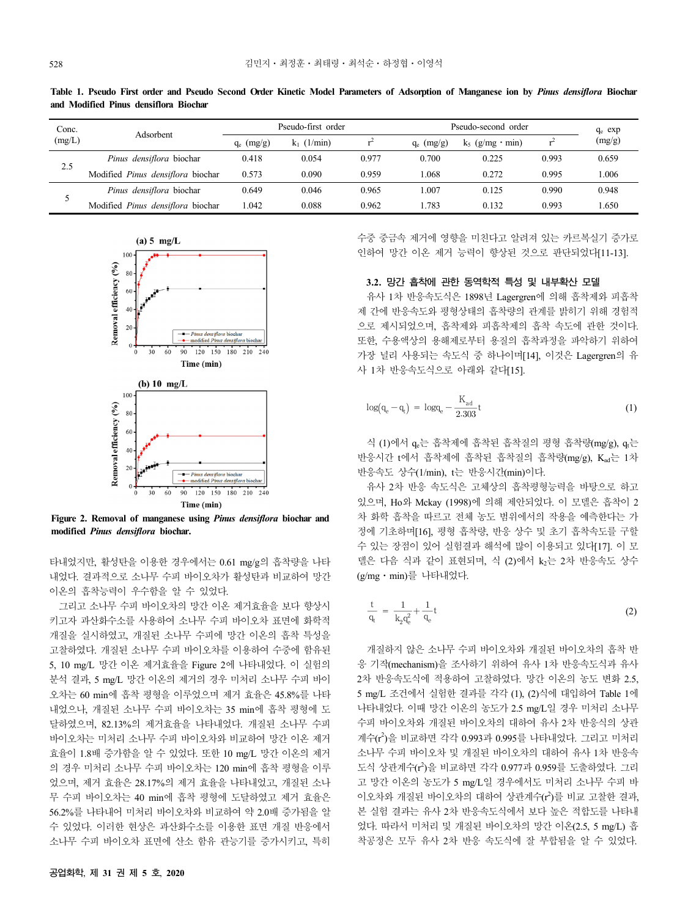**Table 1. Pseudo First order and Pseudo Second Order Kinetic Model Parameters of Adsorption of Manganese ion by *Pinus densiflora* Biochar and Modified Pinus densiflora Biochar**

| Conc. (mg/L) | Adsorbent | Pseudo-first order | | | Pseudo-second order | | | $q_e$ exp (mg/g) |
|---|---|---|---|---|---|---|---|---|
| | | $q_e$ (mg/g) | $k_1$ (1/min) | $r^2$ | $q_e$ (mg/g) | $k_5$ (g/mg・min) | $r^2$ | |
| 2.5 | *Pinus densiflora* biochar | 0.418 | 0.054 | 0.977 | 0.700 | 0.225 | 0.993 | 0.659 |
| | Modified *Pinus densiflora* biochar | 0.573 | 0.090 | 0.959 | 1.068 | 0.272 | 0.995 | 1.006 |
| 5 | *Pinus densiflora* biochar | 0.649 | 0.046 | 0.965 | 1.007 | 0.125 | 0.990 | 0.948 |
| | Modified *Pinus densiflora* biochar | 1.042 | 0.088 | 0.962 | 1.783 | 0.132 | 0.993 | 1.650 |

**Figure 2. Removal of manganese using *Pinus densiflora* biochar and modified *Pinus densiflora* biochar.**

타내었지만, 활성탄을 이용한 경우에서는 0.61 mg/g의 흡착량을 나타내었다. 결과적으로 소나무 수피 바이오차가 활성탄과 비교하여 망간 이온의 흡착능력이 우수함을 알 수 있었다.

그리고 소나무 수피 바이오차의 망간 이온 제거효율을 보다 향상시키고자 과산화수소를 사용하여 소나무 수피 바이오차 표면에 화학적 개질을 실시하였고, 개질된 소나무 수피에 망간 이온의 흡착 특성을 고찰하였다. 개질된 소나무 수피 바이오차를 이용하여 수중에 함유된 5, 10 mg/L 망간 이온 제거효율을 Figure 2에 나타내었다. 이 실험의 분석 결과, 5 mg/L 망간 이온의 제거의 경우 미처리 소나무 수피 바이오차는 60 min에 흡착 평형을 이루었으며 제거 효율은 45.8%를 나타내었으나, 개질된 소나무 수피 바이오차는 35 min에 흡착 평형에 도달하였으며, 82.13%의 제거효율을 나타내었다. 개질된 소나무 수피 바이오차는 미처리 소나무 수피 바이오차와 비교하여 망간 이온 제거 효율이 1.8배 증가함을 알 수 있었다. 또한 10 mg/L 망간 이온의 제거의 경우 미처리 소나무 수피 바이오차는 120 min에 흡착 평형을 이루었으며, 제거 효율은 28.17%의 제거 효율을 나타내었고, 개질된 소나무 수피 바이오차는 40 min에 흡착 평형에 도달하였고 제거 효율은 56.2%를 나타내어 미처리 바이오차와 비교하여 약 2.0배 증가됨을 알 수 있었다. 이러한 현상은 과산화수소를 이용한 표면 개질 반응에서 소나무 수피 바이오차 표면에 산소 함유 관능기를 증가시키고, 특히 수중 중금속 제거에 영향을 미친다고 알려져 있는 카르복실기 증가로 인하여 망간 이온 제거 능력이 향상된 것으로 판단되었다[11-13].

### 3.2. 망간 흡착에 관한 동역학적 특성 및 내부확산 모델

유사 1차 반응속도식은 1898년 Lagergren에 의해 흡착제와 피흡착제 간에 반응속도와 평형상태의 흡착량의 관계를 밝히기 위해 경험적으로 제시되었으며, 흡착제와 피흡착제의 흡착 속도에 관한 것이다. 또한, 수용액상의 용해제로부터 용질의 흡착과정을 파악하기 위하여 가장 널리 사용되는 속도식 중 하나이며[14], 이것은 Lagergren의 유사 1차 반응속도식으로 아래와 같다[15].

$$\log(q_e - q_t) = \log q_e - \frac{K_{ad}}{2.303}t \quad (1)$$

식 (1)에서 $q_e$는 흡착제에 흡착된 흡착질의 평형 흡착량(mg/g), $q_t$는 반응시간 t에서 흡착제에 흡착된 흡착질의 흡착량(mg/g), $K_{ad}$는 1차 반응속도 상수(1/min), t는 반응시간(min)이다.

유사 2차 반응 속도식은 고체상의 흡착평형능력을 바탕으로 하고 있으며, Ho와 Mckay (1998)에 의해 제안되었다. 이 모델은 흡착이 2차 화학 흡착을 따르고 전체 농도 범위에서의 작용을 예측한다는 가정에 기초하며[16], 평형 흡착량, 반응 상수 및 초기 흡착속도를 구할 수 있는 장점이 있어 실험결과 해석에 많이 이용되고 있다[17]. 이 모델은 다음 식과 같이 표현되며, 식 (2)에서 $k_2$는 2차 반응속도 상수(g/mg・min)를 나타내었다.

$$\frac{t}{q_t} = \frac{1}{k_2 q_e^2} + \frac{1}{q_e}t \quad (2)$$

개질하지 않은 소나무 수피 바이오차와 개질된 바이오차의 흡착 반응 기작(mechanism)을 조사하기 위하여 유사 1차 반응속도식과 유사 2차 반응속도식에 적용하여 고찰하였다. 망간 이온의 농도 변화 2.5, 5 mg/L 조건에서 실험한 결과를 각각 (1), (2)식에 대입하여 Table 1에 나타내었다. 이때 망간 이온의 농도가 2.5 mg/L일 경우 미처리 소나무 수피 바이오차와 개질된 바이오차의 대하여 유사 2차 반응식의 상관계수($r^2$)을 비교하면 각각 0.993과 0.995를 나타내었다. 그리고 미처리 소나무 수피 바이오차 및 개질된 바이오차의 대하여 유사 1차 반응속도식 상관계수($r^2$)을 비교하면 각각 0.977과 0.959를 도출하였다. 그리고 망간 이온의 농도가 5 mg/L일 경우에서도 미처리 소나무 수피 바이오차와 개질된 바이오차의 대하여 상관계수($r^2$)를 비교 고찰한 결과, 본 실험 결과는 유사 2차 반응속도식에서 보다 높은 적합도를 나타내었다. 따라서 미처리 및 개질된 바이오차의 망간 이온(2.5, 5 mg/L) 흡착공정은 모두 유사 2차 반응 속도식에 잘 부합됨을 알 수 있었다.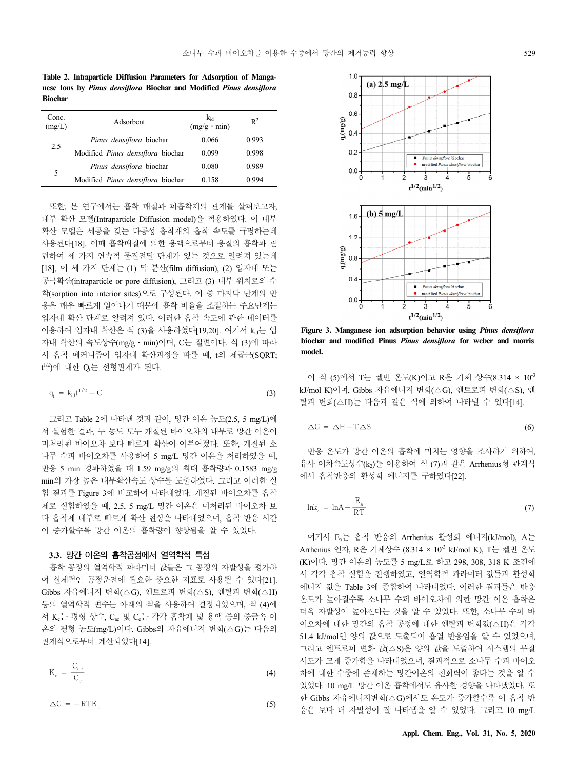**Table 2. Intraparticle Diffusion Parameters for Adsorption of Manganese Ions by *Pinus densiflora* Biochar and Modified *Pinus densiflora* Biochar**

| Conc. (mg/L) | Adsorbent | $k_{id}$ (mg/g・min) | $R^2$ |
|---|---|---|---|
| 2.5 | *Pinus densiflora* biochar | 0.066 | 0.993 |
| | Modified *Pinus densiflora* biochar | 0.099 | 0.998 |
| 5 | *Pinus densiflora* biochar | 0.080 | 0.989 |
| | Modified *Pinus densiflora* biochar | 0.158 | 0.994 |

또한, 본 연구에서는 흡착 매질과 피흡착제의 관계를 살펴보고자, 내부 확산 모델(Intraparticle Diffusion model)을 적용하였다. 이 내부 확산 모델은 세공을 갖는 다공성 흡착재의 흡착 속도를 규명하는데 사용된다[18]. 이때 흡착매질에 의한 용액으로부터 용질의 흡착과 관련하여 세 가지 연속적 물질전달 단계가 있는 것으로 알려져 있는데[18], 이 세 가지 단계는 (1) 막 분산(film diffusion), (2) 입자내 또는 공극확산(intraparticle or pore diffusion), 그리고 (3) 내부 위치로의 수착(sorption into interior sites)으로 구성된다. 이 중 마지막 단계의 반응은 매우 빠르게 일어나기 때문에 흡착 비율을 조절하는 주요단계는 입자내 확산 단계로 알려져 있다. 이러한 흡착 속도에 관한 데이터를 이용하여 입자내 확산은 식 (3)을 사용하였다[19,20]. 여기서 $k_{id}$는 입자내 확산의 속도상수(mg/g・min)이며, C는 절편이다. 식 (3)에 따라서 흡착 메커니즘이 입자내 확산과정을 따를 때, t의 제곱근(SQRT; $t^{1/2}$)에 대한 $Q_t$는 선형관계가 된다.

$$q_t = k_{id}t^{1/2} + C \tag{3}$$

그리고 Table 2에 나타낸 것과 같이, 망간 이온 농도(2.5, 5 mg/L)에서 실험한 결과, 두 농도 모두 개질된 바이오차의 내부로 망간 이온이 미처리된 바이오차 보다 빠르게 확산이 이루어졌다. 또한, 개질된 소나무 수피 바이오차를 사용하여 5 mg/L 망간 이온을 처리하였을 때, 반응 5 min 경과하였을 때 1.59 mg/g의 최대 흡착량과 0.1583 mg/g min의 가장 높은 내부확산속도 상수를 도출하였다. 그리고 이러한 실험 결과를 Figure 3에 비교하여 나타내었다. 개질된 바이오차를 흡착제로 실험하였을 때, 2.5, 5 mg/L 망간 이온은 미처리된 바이오차 보다 흡착제 내부로 빠르게 확산 현상을 나타내었으며, 흡착 반응 시간이 증가할수록 망간 이온의 흡착량이 향상됨을 알 수 있었다.

### 3.3. 망간 이온의 흡착공정에서 열역학적 특성

흡착 공정의 열역학적 파라미터 값들은 그 공정의 자발성을 평가하여 실제적인 공정운전에 필요한 중요한 지표로 사용될 수 있다[21]. Gibbs 자유에너지 변화(△G), 엔트로피 변화(△S), 엔탈피 변화(△H) 등의 열역학적 변수는 아래의 식을 사용하여 결정되었으며, 식 (4)에서 $K_c$는 평형 상수, $C_{ac}$ 및 $C_e$는 각각 흡착재 및 용액 중의 중금속 이온의 평형 농도(mg/L)이다. Gibbs의 자유에너지 변화(△G)는 다음의 관계식으로부터 계산되었다[14].

$$K_c = \frac{C_{ac}}{C_e} \tag{4}$$

$$\Delta G = -RTK_c \tag{5}$$

Figure 3. Manganese ion adsorption behavior using *Pinus densiflora* biochar and modified Pinus *Pinus densiflora* for weber and morris model.

이 식 (5)에서 T는 켈빈 온도(K)이고 R은 기체 상수(8.314 × $10^{-3}$ kJ/mol K)이며, Gibbs 자유에너지 변화(△G), 엔트로피 변화(△S), 엔탈피 변화(△H)는 다음과 같은 식에 의하여 나타낼 수 있다[14].

$$\Delta G = \Delta H - T\Delta S \tag{6}$$

반응 온도가 망간 이온의 흡착에 미치는 영향을 조사하기 위하여, 유사 이차속도상수($k_2$)를 이용하여 식 (7)과 같은 Arrhenius형 관계식에서 흡착반응의 활성화 에너지를 구하였다[22].

$$\ln k_2 = \ln A - \frac{E_a}{RT} \tag{7}$$

여기서 $E_a$는 흡착 반응의 Arrhenius 활성화 에너지(kJ/mol), A는 Arrhenius 인자, R은 기체상수 (8.314 × $10^{-3}$ kJ/mol K), T는 켈빈 온도(K)이다. 망간 이온의 농도를 5 mg/L로 하고 298, 308, 318 K 조건에서 각각 흡착 실험을 진행하였고, 열역학적 파라미터 값들과 활성화 에너지 값을 Table 3에 종합하여 나타내었다. 이러한 결과들은 반응 온도가 높아질수록 소나무 수피 바이오차에 의한 망간 이온 흡착은 더욱 자발성이 높아진다는 것을 알 수 있었다. 또한, 소나무 수피 바이오차에 대한 망간의 흡착 공정에 대한 엔탈피 변화값(△H)은 각각 51.4 kJ/mol인 양의 값으로 도출되어 흡열 반응임을 알 수 있었으며, 그리고 엔트로피 변화 값(△S)은 양의 값을 도출하여 시스템의 무질서도가 크게 증가함을 나타내었으며, 결과적으로 소나무 수피 바이오차에 대한 수중에 존재하는 망간이온의 친화력이 좋다는 것을 알 수 있었다. 10 mg/L 망간 이온 흡착에서도 유사한 경향을 나타냈었다. 또한 Gibbs 자유에너지변화(△G)에서도 온도가 증가할수록 이 흡착 반응은 보다 더 자발성이 잘 나타냄을 알 수 있었다. 그리고 10 mg/L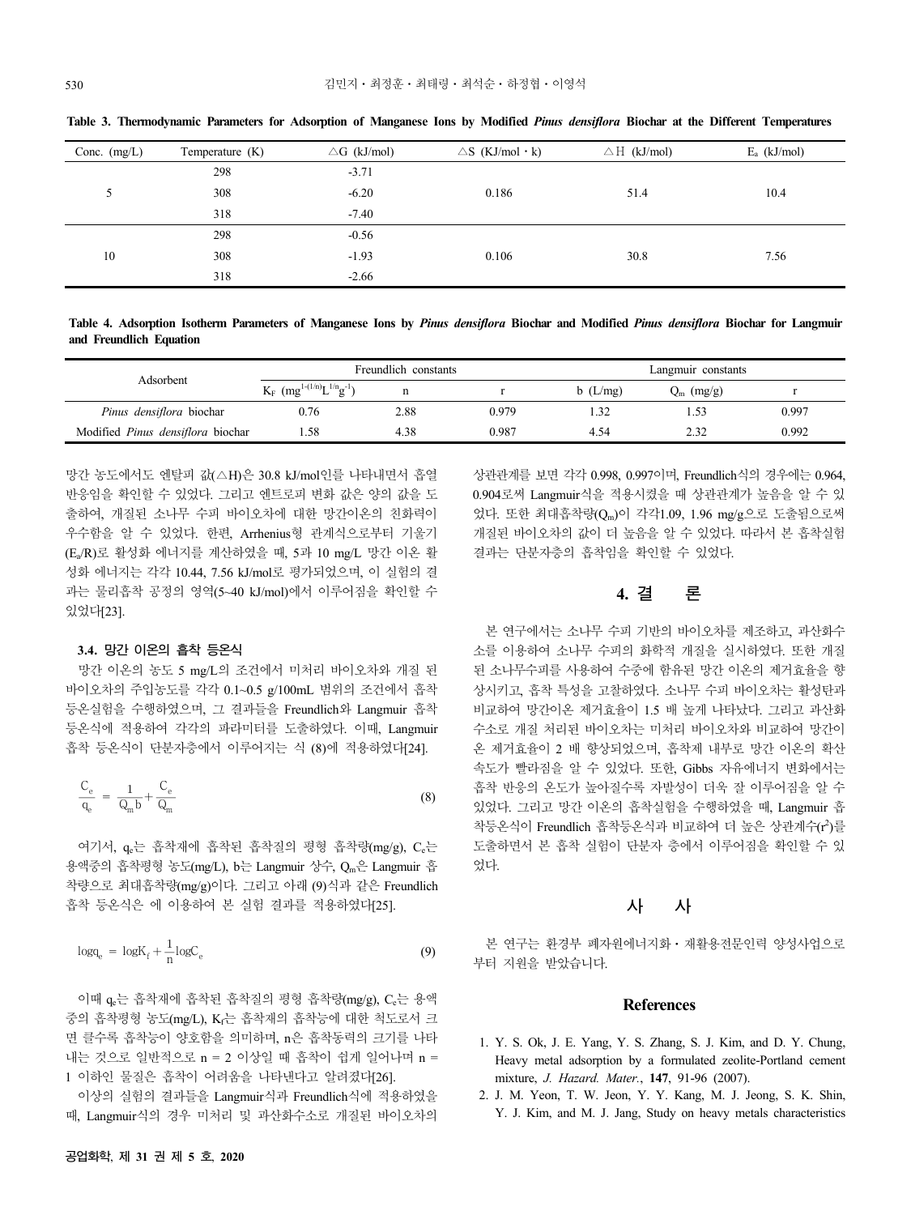**Table 3. Thermodynamic Parameters for Adsorption of Manganese Ions by Modified *Pinus densiflora* Biochar at the Different Temperatures**

| Conc. (mg/L) | Temperature (K) | △G (kJ/mol) | △S (KJ/mol・k) | △H (kJ/mol) | $E_a$ (kJ/mol) |
|---|---|---|---|---|---|
| 5 | 298 | -3.71 | 0.186 | 51.4 | 10.4 |
| | 308 | -6.20 | | | |
| | 318 | -7.40 | | | |
| 10 | 298 | -0.56 | 0.106 | 30.8 | 7.56 |
| | 308 | -1.93 | | | |
| | 318 | -2.66 | | | |

**Table 4. Adsorption Isotherm Parameters of Manganese Ions by *Pinus densiflora* Biochar and Modified *Pinus densiflora* Biochar for Langmuir and Freundlich Equation**

| Adsorbent | Freundlich constants | | | Langmuir constants | | |
|---|---|---|---|---|---|---|
| | $K_F$ ($mg^{1-(1/n)}L^{1/n}g^{-1}$) | n | r | b (L/mg) | $Q_m$ (mg/g) | r |
| *Pinus densiflora* biochar | 0.76 | 2.88 | 0.979 | 1.32 | 1.53 | 0.997 |
| Modified *Pinus densiflora* biochar | 1.58 | 4.38 | 0.987 | 4.54 | 2.32 | 0.992 |

망간 농도에서도 엔탈피 값(△H)은 30.8 kJ/mol인를 나타내면서 흡열 반응임을 확인할 수 있었다. 그리고 엔트로피 변화 값은 양의 값을 도출하여, 개질된 소나무 수피 바이오차에 대한 망간이온의 친화력이 우수함을 알 수 있었다. 한편, Arrhenius형 관계식으로부터 기울기($E_a$/R)로 활성화 에너지를 계산하였을 때, 5과 10 mg/L 망간 이온 활성화 에너지는 각각 10.44, 7.56 kJ/mol로 평가되었으며, 이 실험의 결과는 물리흡착 공정의 영역(5~40 kJ/mol)에서 이루어짐을 확인할 수 있었다[23].

### 3.4. 망간 이온의 흡착 등온식

망간 이온의 농도 5 mg/L의 조건에서 미처리 바이오차와 개질 된 바이오차의 주입농도를 각각 0.1~0.5 g/100mL 범위의 조건에서 흡착 등온실험을 수행하였으며, 그 결과들을 Freundlich와 Langmuir 흡착 등온식에 적용하여 각각의 파라미터를 도출하였다. 이때, Langmuir 흡착 등온식이 단분자층에서 이루어지는 식 (8)에 적용하였다[24].

$$\frac{C_e}{q_e} = \frac{1}{Q_m b} + \frac{C_e}{Q_m} \tag{8}$$

여기서, $q_e$는 흡착재에 흡착된 흡착질의 평형 흡착량(mg/g), $C_e$는 용액중의 흡착평형 농도(mg/L), b는 Langmuir 상수, $Q_m$은 Langmuir 흡착량으로 최대흡착량(mg/g)이다. 그리고 아래 (9)식과 같은 Freundlich 흡착 등온식은 에 이용하여 본 실험 결과를 적용하였다[25].

$$\log q_e = \log K_f + \frac{1}{n} \log C_e \tag{9}$$

이때 $q_e$는 흡착재에 흡착된 흡착질의 평형 흡착량(mg/g), $C_e$는 용액중의 흡착평형 농도(mg/L), $K_f$는 흡착재의 흡착능에 대한 척도로서 크면 클수록 흡착능이 양호함을 의미하며, n은 흡착동력의 크기를 나타내는 것으로 일반적으로 n = 2 이상일 때 흡착이 쉽게 일어나며 n = 1 이하인 물질은 흡착이 어려움을 나타낸다고 알려졌다[26].

이상의 실험의 결과들을 Langmuir식과 Freundlich식에 적용하였을 때, Langmuir식의 경우 미처리 및 과산화수소로 개질된 바이오차의 상관관계를 보면 각각 0.998, 0.997이며, Freundlich식의 경우에는 0.964, 0.904로써 Langmuir식을 적용시켰을 때 상관관계가 높음을 알 수 있었다. 또한 최대흡착량($Q_m$)이 각각1.09, 1.96 mg/g으로 도출됨으로써 개질된 바이오차의 값이 더 높음을 알 수 있었다. 따라서 본 흡착실험 결과는 단분자층의 흡착임을 확인할 수 있었다.

## 4. 결 론

본 연구에서는 소나무 수피 기반의 바이오차를 제조하고, 과산화수소를 이용하여 소나무 수피의 화학적 개질을 실시하였다. 또한 개질된 소나무수피를 사용하여 수중에 함유된 망간 이온의 제거효율을 향상시키고, 흡착 특성을 고찰하였다. 소나무 수피 바이오차는 활성탄과 비교하여 망간이온 제거효율이 1.5 배 높게 나타났다. 그리고 과산화수소로 개질 처리된 바이오차는 미처리 바이오차와 비교하여 망간이온 제거효율이 2 배 향상되었으며, 흡착제 내부로 망간 이온의 확산속도가 빨라짐을 알 수 있었다. 또한, Gibbs 자유에너지 변화에서는 흡착 반응의 온도가 높아질수록 자발성이 더욱 잘 이루어짐을 알 수 있었다. 그리고 망간 이온의 흡착실험을 수행하였을 때, Langmuir 흡착등온식이 Freundlich 흡착등온식과 비교하여 더 높은 상관계수($r^2$)를 도출하면서 본 흡착 실험이 단분자 층에서 이루어짐을 확인할 수 있었다.

## 사 사

본 연구는 환경부 폐자원에너지화・재활용전문인력 양성사업으로부터 지원을 받았습니다.

## References

1. Y. S. Ok, J. E. Yang, Y. S. Zhang, S. J. Kim, and D. Y. Chung, Heavy metal adsorption by a formulated zeolite-Portland cement mixture, *J. Hazard. Mater.*, **147**, 91-96 (2007).
2. J. M. Yeon, T. W. Jeon, Y. Y. Kang, M. J. Jeong, S. K. Shin, Y. J. Kim, and M. J. Jang, Study on heavy metals characteristics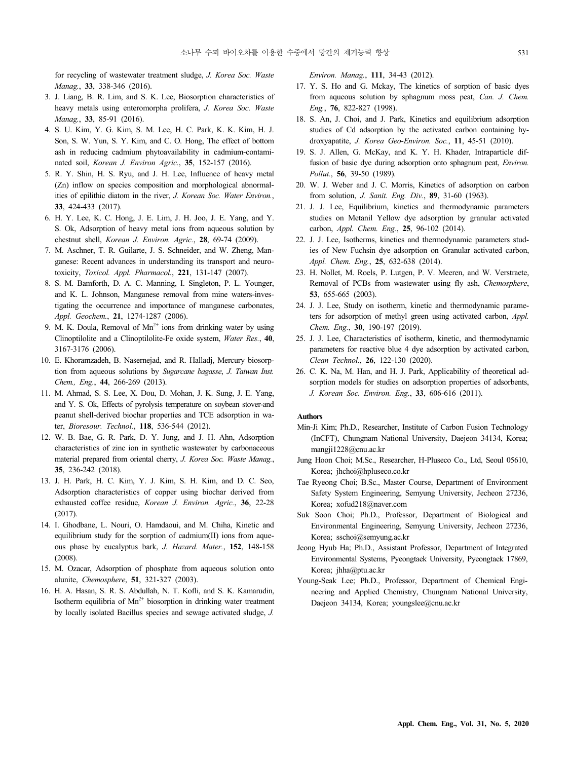for recycling of wastewater treatment sludge, *J. Korea Soc. Waste Manag.*, **33**, 338-346 (2016).

3. J. Liang, B. R. Lim, and S. K. Lee, Biosorption characteristics of heavy metals using enteromorpha prolifera, *J. Korea Soc. Waste Manag.*, **33**, 85-91 (2016).
4. S. U. Kim, Y. G. Kim, S. M. Lee, H. C. Park, K. K. Kim, H. J. Son, S. W. Yun, S. Y. Kim, and C. O. Hong, The effect of bottom ash in reducing cadmium phytoavailability in cadmium-contaminated soil, *Korean J. Environ Agric.*, **35**, 152-157 (2016).
5. R. Y. Shin, H. S. Ryu, and J. H. Lee, Influence of heavy metal (Zn) inflow on species composition and morphological abnormalities of epilithic diatom in the river, *J. Korean Soc. Water Environ.*, **33**, 424-433 (2017).
6. H. Y. Lee, K. C. Hong, J. E. Lim, J. H. Joo, J. E. Yang, and Y. S. Ok, Adsorption of heavy metal ions from aqueous solution by chestnut shell, *Korean J. Environ. Agric.*, **28**, 69-74 (2009).
7. M. Aschner, T. R. Guilarte, J. S. Schneider, and W. Zheng, Manganese: Recent advances in understanding its transport and neurotoxicity, *Toxicol. Appl. Pharmacol.*, **221**, 131-147 (2007).
8. S. M. Bamforth, D. A. C. Manning, I. Singleton, P. L. Younger, and K. L. Johnson, Manganese removal from mine waters-investigating the occurrence and importance of manganese carbonates, *Appl. Geochem.*, **21**, 1274-1287 (2006).
9. M. K. Doula, Removal of $Mn^{2+}$ ions from drinking water by using Clinoptilolite and a Clinoptilolite-Fe oxide system, *Water Res.*, **40**, 3167-3176 (2006).
10. E. Khoramzadeh, B. Nasernejad, and R. Halladj, Mercury biosorption from aqueous solutions by *Sugarcane bagasse*, *J. Taiwan Inst. Chem., Eng.*, **44**, 266-269 (2013).
11. M. Ahmad, S. S. Lee, X. Dou, D. Mohan, J. K. Sung, J. E. Yang, and Y. S. Ok, Effects of pyrolysis temperature on soybean stover-and peanut shell-derived biochar properties and TCE adsorption in water, *Bioresour. Technol.*, **118**, 536-544 (2012).
12. W. B. Bae, G. R. Park, D. Y. Jung, and J. H. Ahn, Adsorption characteristics of zinc ion in synthetic wastewater by carbonaceous material prepared from oriental cherry, *J. Korea Soc. Waste Manag.*, **35**, 236-242 (2018).
13. J. H. Park, H. C. Kim, Y. J. Kim, S. H. Kim, and D. C. Seo, Adsorption characteristics of copper using biochar derived from exhausted coffee residue, *Korean J. Environ. Agric.*, **36**, 22-28 (2017).
14. I. Ghodbane, L. Nouri, O. Hamdaoui, and M. Chiha, Kinetic and equilibrium study for the sorption of cadmium(II) ions from aqueous phase by eucalyptus bark, *J. Hazard. Mater.*, **152**, 148-158 (2008).
15. M. Ozacar, Adsorption of phosphate from aqueous solution onto alunite, *Chemosphere*, **51**, 321-327 (2003).
16. H. A. Hasan, S. R. S. Abdullah, N. T. Kofli, and S. K. Kamarudin, Isotherm equilibria of $Mn^{2+}$ biosorption in drinking water treatment by locally isolated Bacillus species and sewage activated sludge, *J. Environ. Manag.*, **111**, 34-43 (2012).
17. Y. S. Ho and G. Mckay, The kinetics of sorption of basic dyes from aqueous solution by sphagnum moss peat, *Can. J. Chem. Eng.*, **76**, 822-827 (1998).
18. S. An, J. Choi, and J. Park, Kinetics and equilibrium adsorption studies of Cd adsorption by the activated carbon containing hydroxyapatite, *J. Korea Geo-Environ. Soc.*, **11**, 45-51 (2010).
19. S. J. Allen, G. McKay, and K. Y. H. Khader, Intraparticle diffusion of basic dye during adsorption onto sphagnum peat, *Environ. Pollut.*, **56**, 39-50 (1989).
20. W. J. Weber and J. C. Morris, Kinetics of adsorption on carbon from solution, *J. Sanit. Eng. Div.*, **89**, 31-60 (1963).
21. J. J. Lee, Equilibrium, kinetics and thermodynamic parameters studies on Metanil Yellow dye adsorption by granular activated carbon, *Appl. Chem. Eng.*, **25**, 96-102 (2014).
22. J. J. Lee, Isotherms, kinetics and thermodynamic parameters studies of New Fuchsin dye adsorption on Granular activated carbon, *Appl. Chem. Eng.*, **25**, 632-638 (2014).
23. H. Nollet, M. Roels, P. Lutgen, P. V. Meeren, and W. Verstraete, Removal of PCBs from wastewater using fly ash, *Chemosphere*, **53**, 655-665 (2003).
24. J. J. Lee, Study on isotherm, kinetic and thermodynamic parameters for adsorption of methyl green using activated carbon, *Appl. Chem. Eng.*, **30**, 190-197 (2019).
25. J. J. Lee, Characteristics of isotherm, kinetic, and thermodynamic parameters for reactive blue 4 dye adsorption by activated carbon, *Clean Technol.*, **26**, 122-130 (2020).
26. C. K. Na, M. Han, and H. J. Park, Applicability of theoretical adsorption models for studies on adsorption properties of adsorbents, *J. Korean Soc. Environ. Eng.*, **33**, 606-616 (2011).

**Authors**

Min-Ji Kim; Ph.D., Researcher, Institute of Carbon Fusion Technology (InCFT), Chungnam National University, Daejeon 34134, Korea; mangji1228@cnu.ac.kr

Jung Hoon Choi; M.Sc., Researcher, H-Pluseco Co., Ltd, Seoul 05610, Korea; jhchoi@hpluseco.co.kr

Tae Ryeong Choi; B.Sc., Master Course, Department of Environment Safety System Engineering, Semyung University, Jecheon 27236, Korea; xofud218@naver.com

Suk Soon Choi; Ph.D., Professor, Department of Biological and Environmental Engineering, Semyung University, Jecheon 27236, Korea; sschoi@semyung.ac.kr

Jeong Hyub Ha; Ph.D., Assistant Professor, Department of Integrated Environmental Systems, Pyeongtaek University, Pyeongtaek 17869, Korea; jhha@ptu.ac.kr

Young-Seak Lee; Ph.D., Professor, Department of Chemical Engineering and Applied Chemistry, Chungnam National University, Daejeon 34134, Korea; youngslee@cnu.ac.kr